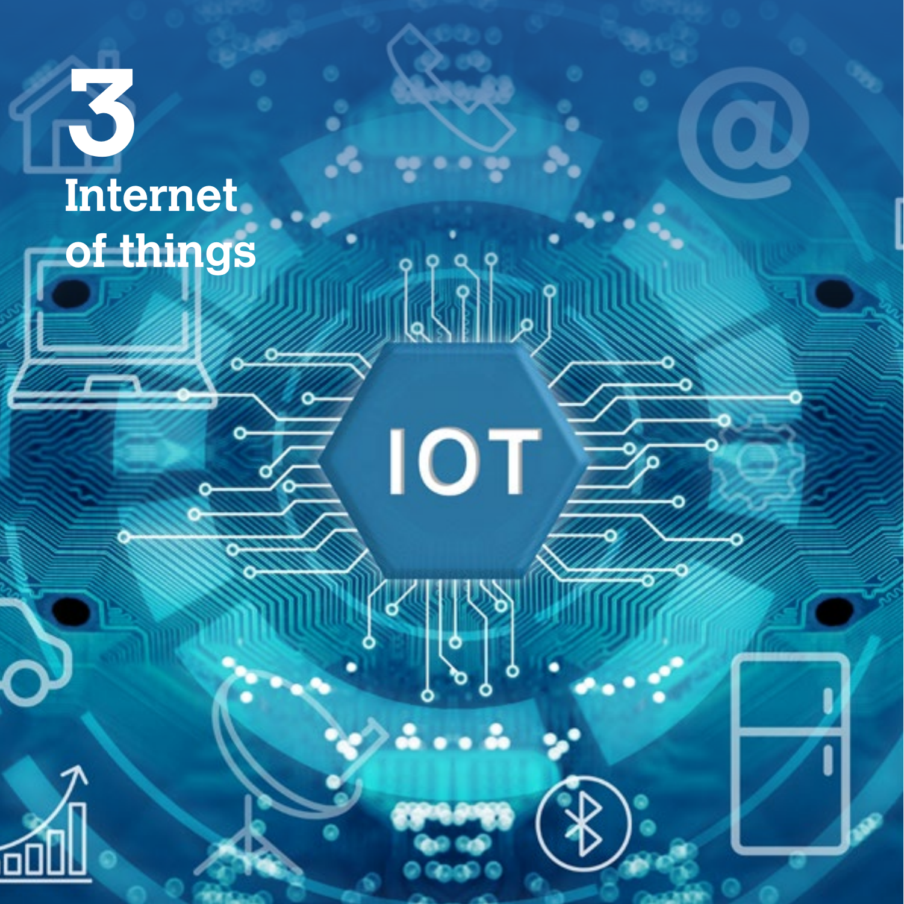# 3

# Internet of things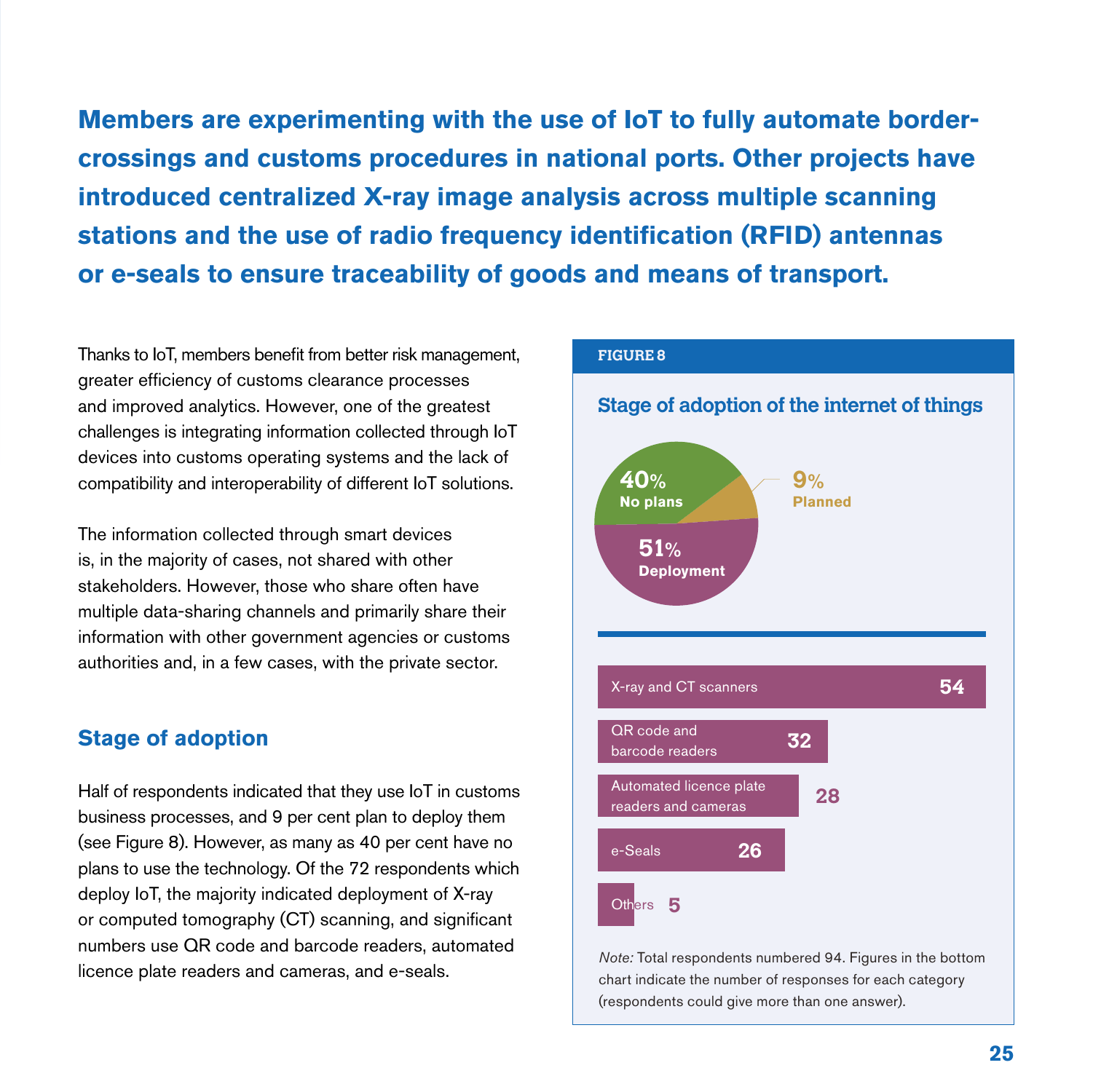**Members are experimenting with the use of IoT to fully automate border-crossings and customs procedures in national ports. Other projects have introduced centralized X-ray image analysis across multiple scanning stations and the use of radio frequency identification (RFID) antennas or e-seals to ensure traceability of goods and means of transport.**

Thanks to IoT, members benefit from better risk management, greater efficiency of customs clearance processes and improved analytics. However, one of the greatest challenges is integrating information collected through IoT devices into customs operating systems and the lack of compatibility and interoperability of different IoT solutions.

The information collected through smart devices is, in the majority of cases, not shared with other stakeholders. However, those who share often have multiple data-sharing channels and primarily share their information with other government agencies or customs authorities and, in a few cases, with the private sector.

## Stage of adoption

Half of respondents indicated that they use IoT in customs business processes, and 9 per cent plan to deploy them (see Figure 8). However, as many as 40 per cent have no plans to use the technology. Of the 72 respondents which deploy IoT, the majority indicated deployment of X-ray or computed tomography (CT) scanning, and significant numbers use QR code and barcode readers, automated licence plate readers and cameras, and e-seals.

**FIGURE 8**

**Stage of adoption of the internet of things**

| Stage | Share |
| --- | --- |
| Deployment | 51% |
| No plans | 40% |
| Planned | 9% |

| Category | Responses |
| --- | --- |
| X-ray and CT scanners | 54 |
| QR code and barcode readers | 32 |
| Automated licence plate readers and cameras | 28 |
| e-Seals | 26 |
| Others | 5 |

*Note:* Total respondents numbered 94. Figures in the bottom chart indicate the number of responses for each category (respondents could give more than one answer).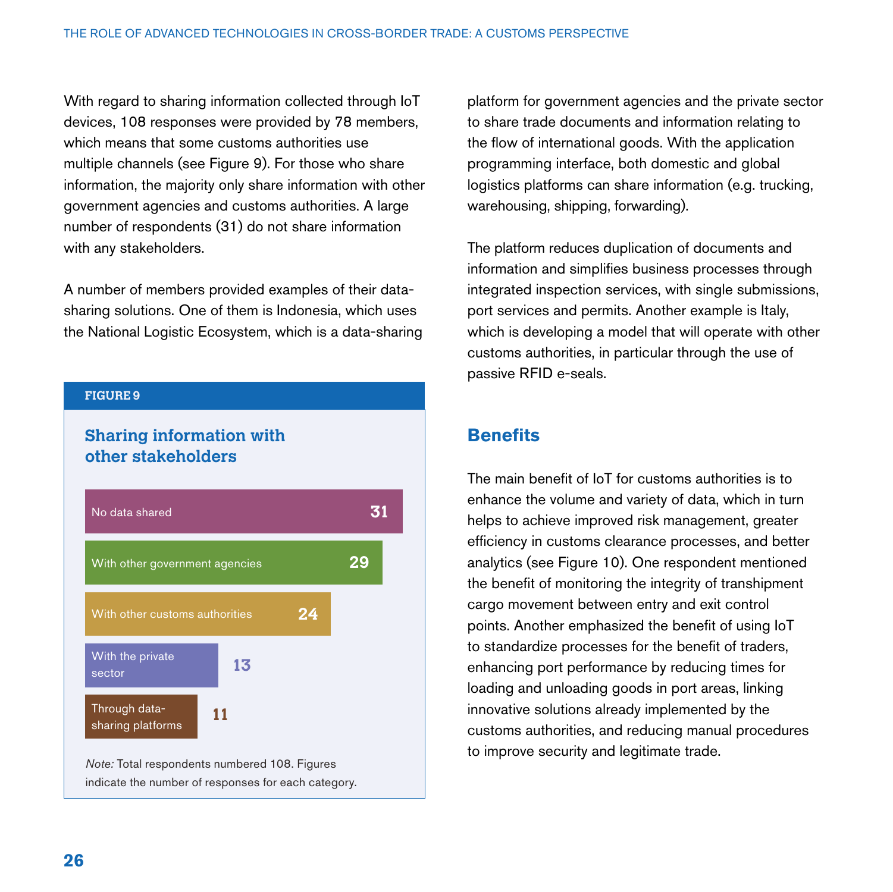With regard to sharing information collected through IoT devices, 108 responses were provided by 78 members, which means that some customs authorities use multiple channels (see Figure 9). For those who share information, the majority only share information with other government agencies and customs authorities. A large number of respondents (31) do not share information with any stakeholders.

A number of members provided examples of their data-sharing solutions. One of them is Indonesia, which uses the National Logistic Ecosystem, which is a data-sharing platform for government agencies and the private sector to share trade documents and information relating to the flow of international goods. With the application programming interface, both domestic and global logistics platforms can share information (e.g. trucking, warehousing, shipping, forwarding).

The platform reduces duplication of documents and information and simplifies business processes through integrated inspection services, with single submissions, port services and permits. Another example is Italy, which is developing a model that will operate with other customs authorities, in particular through the use of passive RFID e-seals.

**FIGURE 9**

**Sharing information with other stakeholders**

| Category | Responses |
|---|---|
| No data shared | 31 |
| With other government agencies | 29 |
| With other customs authorities | 24 |
| With the private sector | 13 |
| Through data-sharing platforms | 11 |

*Note:* Total respondents numbered 108. Figures indicate the number of responses for each category.

## Benefits

The main benefit of IoT for customs authorities is to enhance the volume and variety of data, which in turn helps to achieve improved risk management, greater efficiency in customs clearance processes, and better analytics (see Figure 10). One respondent mentioned the benefit of monitoring the integrity of transhipment cargo movement between entry and exit control points. Another emphasized the benefit of using IoT to standardize processes for the benefit of traders, enhancing port performance by reducing times for loading and unloading goods in port areas, linking innovative solutions already implemented by the customs authorities, and reducing manual procedures to improve security and legitimate trade.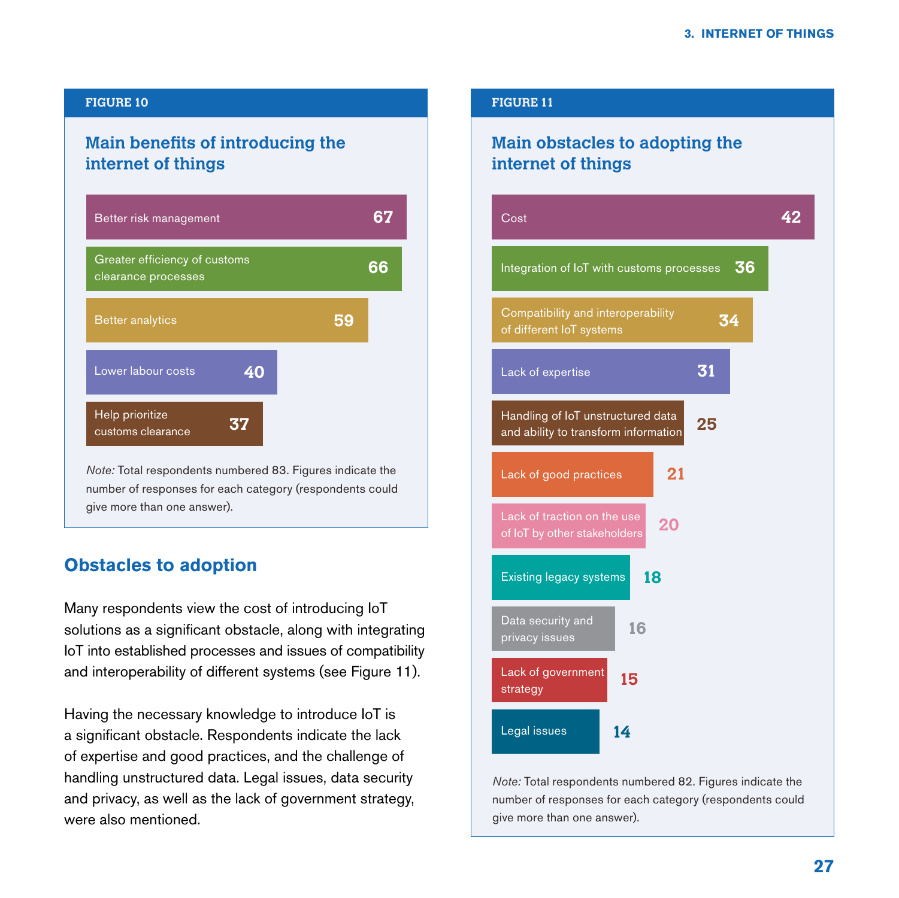**FIGURE 10**

### Main benefits of introducing the internet of things

| Benefit | Responses |
|---|---|
| Better risk management | 67 |
| Greater efficiency of customs clearance processes | 66 |
| Better analytics | 59 |
| Lower labour costs | 40 |
| Help prioritize customs clearance | 37 |

*Note:* Total respondents numbered 83. Figures indicate the number of responses for each category (respondents could give more than one answer).

## Obstacles to adoption

Many respondents view the cost of introducing IoT solutions as a significant obstacle, along with integrating IoT into established processes and issues of compatibility and interoperability of different systems (see Figure 11).

Having the necessary knowledge to introduce IoT is a significant obstacle. Respondents indicate the lack of expertise and good practices, and the challenge of handling unstructured data. Legal issues, data security and privacy, as well as the lack of government strategy, were also mentioned.

**FIGURE 11**

### Main obstacles to adopting the internet of things

| Obstacle | Responses |
|---|---|
| Cost | 42 |
| Integration of IoT with customs processes | 36 |
| Compatibility and interoperability of different IoT systems | 34 |
| Lack of expertise | 31 |
| Handling of IoT unstructured data and ability to transform information | 25 |
| Lack of good practices | 21 |
| Lack of traction on the use of IoT by other stakeholders | 20 |
| Existing legacy systems | 18 |
| Data security and privacy issues | 16 |
| Lack of government strategy | 15 |
| Legal issues | 14 |

*Note:* Total respondents numbered 82. Figures indicate the number of responses for each category (respondents could give more than one answer).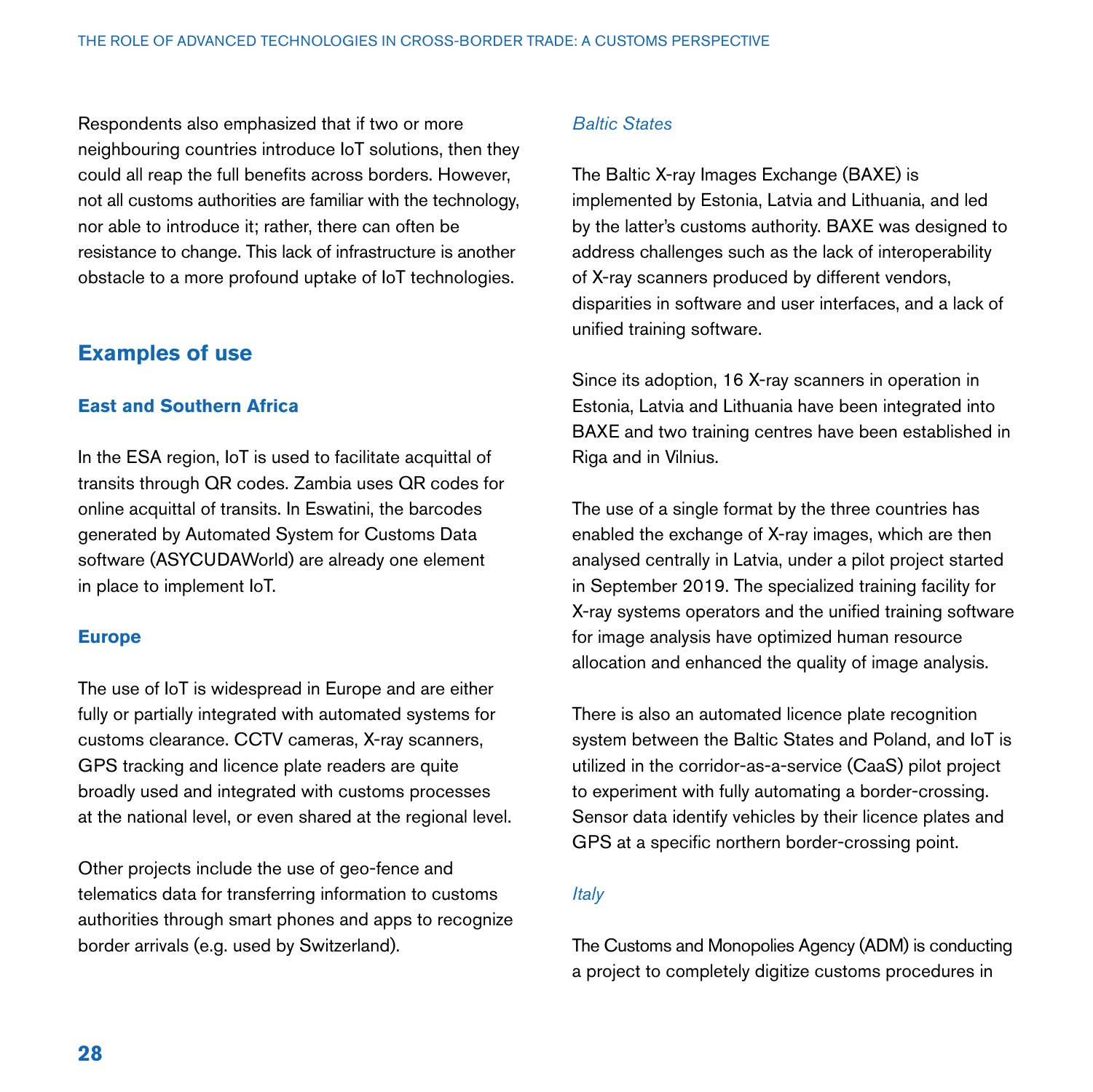Respondents also emphasized that if two or more neighbouring countries introduce IoT solutions, then they could all reap the full benefits across borders. However, not all customs authorities are familiar with the technology, nor able to introduce it; rather, there can often be resistance to change. This lack of infrastructure is another obstacle to a more profound uptake of IoT technologies.

## Examples of use

### East and Southern Africa

In the ESA region, IoT is used to facilitate acquittal of transits through QR codes. Zambia uses QR codes for online acquittal of transits. In Eswatini, the barcodes generated by Automated System for Customs Data software (ASYCUDAWorld) are already one element in place to implement IoT.

### Europe

The use of IoT is widespread in Europe and are either fully or partially integrated with automated systems for customs clearance. CCTV cameras, X-ray scanners, GPS tracking and licence plate readers are quite broadly used and integrated with customs processes at the national level, or even shared at the regional level.

Other projects include the use of geo-fence and telematics data for transferring information to customs authorities through smart phones and apps to recognize border arrivals (e.g. used by Switzerland).

*Baltic States*

The Baltic X-ray Images Exchange (BAXE) is implemented by Estonia, Latvia and Lithuania, and led by the latter's customs authority. BAXE was designed to address challenges such as the lack of interoperability of X-ray scanners produced by different vendors, disparities in software and user interfaces, and a lack of unified training software.

Since its adoption, 16 X-ray scanners in operation in Estonia, Latvia and Lithuania have been integrated into BAXE and two training centres have been established in Riga and in Vilnius.

The use of a single format by the three countries has enabled the exchange of X-ray images, which are then analysed centrally in Latvia, under a pilot project started in September 2019. The specialized training facility for X-ray systems operators and the unified training software for image analysis have optimized human resource allocation and enhanced the quality of image analysis.

There is also an automated licence plate recognition system between the Baltic States and Poland, and IoT is utilized in the corridor-as-a-service (CaaS) pilot project to experiment with fully automating a border-crossing. Sensor data identify vehicles by their licence plates and GPS at a specific northern border-crossing point.

*Italy*

The Customs and Monopolies Agency (ADM) is conducting a project to completely digitize customs procedures in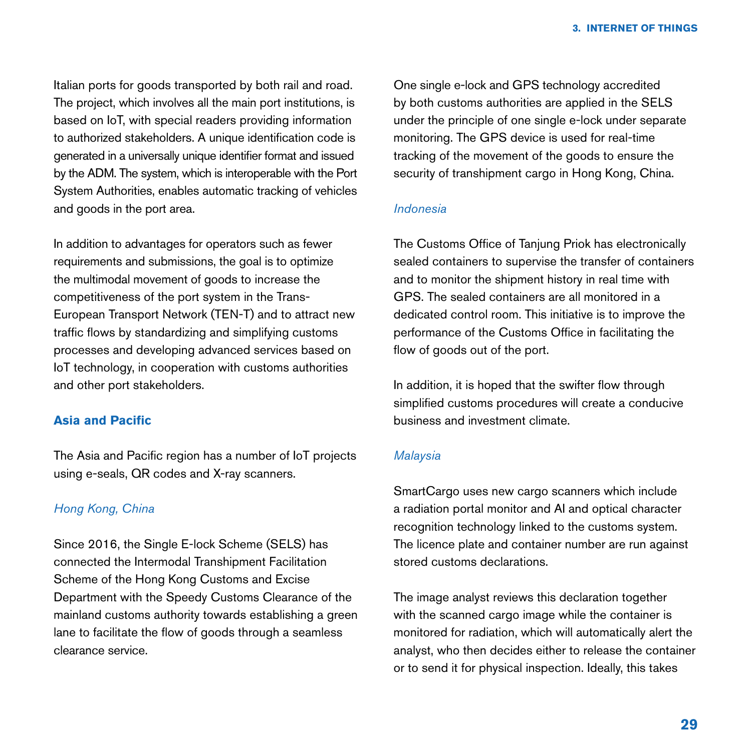Italian ports for goods transported by both rail and road. The project, which involves all the main port institutions, is based on IoT, with special readers providing information to authorized stakeholders. A unique identification code is generated in a universally unique identifier format and issued by the ADM. The system, which is interoperable with the Port System Authorities, enables automatic tracking of vehicles and goods in the port area.

In addition to advantages for operators such as fewer requirements and submissions, the goal is to optimize the multimodal movement of goods to increase the competitiveness of the port system in the Trans-European Transport Network (TEN-T) and to attract new traffic flows by standardizing and simplifying customs processes and developing advanced services based on IoT technology, in cooperation with customs authorities and other port stakeholders.

### Asia and Pacific

The Asia and Pacific region has a number of IoT projects using e-seals, QR codes and X-ray scanners.

#### *Hong Kong, China*

Since 2016, the Single E-lock Scheme (SELS) has connected the Intermodal Transhipment Facilitation Scheme of the Hong Kong Customs and Excise Department with the Speedy Customs Clearance of the mainland customs authority towards establishing a green lane to facilitate the flow of goods through a seamless clearance service.

One single e-lock and GPS technology accredited by both customs authorities are applied in the SELS under the principle of one single e-lock under separate monitoring. The GPS device is used for real-time tracking of the movement of the goods to ensure the security of transhipment cargo in Hong Kong, China.

#### *Indonesia*

The Customs Office of Tanjung Priok has electronically sealed containers to supervise the transfer of containers and to monitor the shipment history in real time with GPS. The sealed containers are all monitored in a dedicated control room. This initiative is to improve the performance of the Customs Office in facilitating the flow of goods out of the port.

In addition, it is hoped that the swifter flow through simplified customs procedures will create a conducive business and investment climate.

#### *Malaysia*

SmartCargo uses new cargo scanners which include a radiation portal monitor and AI and optical character recognition technology linked to the customs system. The licence plate and container number are run against stored customs declarations.

The image analyst reviews this declaration together with the scanned cargo image while the container is monitored for radiation, which will automatically alert the analyst, who then decides either to release the container or to send it for physical inspection. Ideally, this takes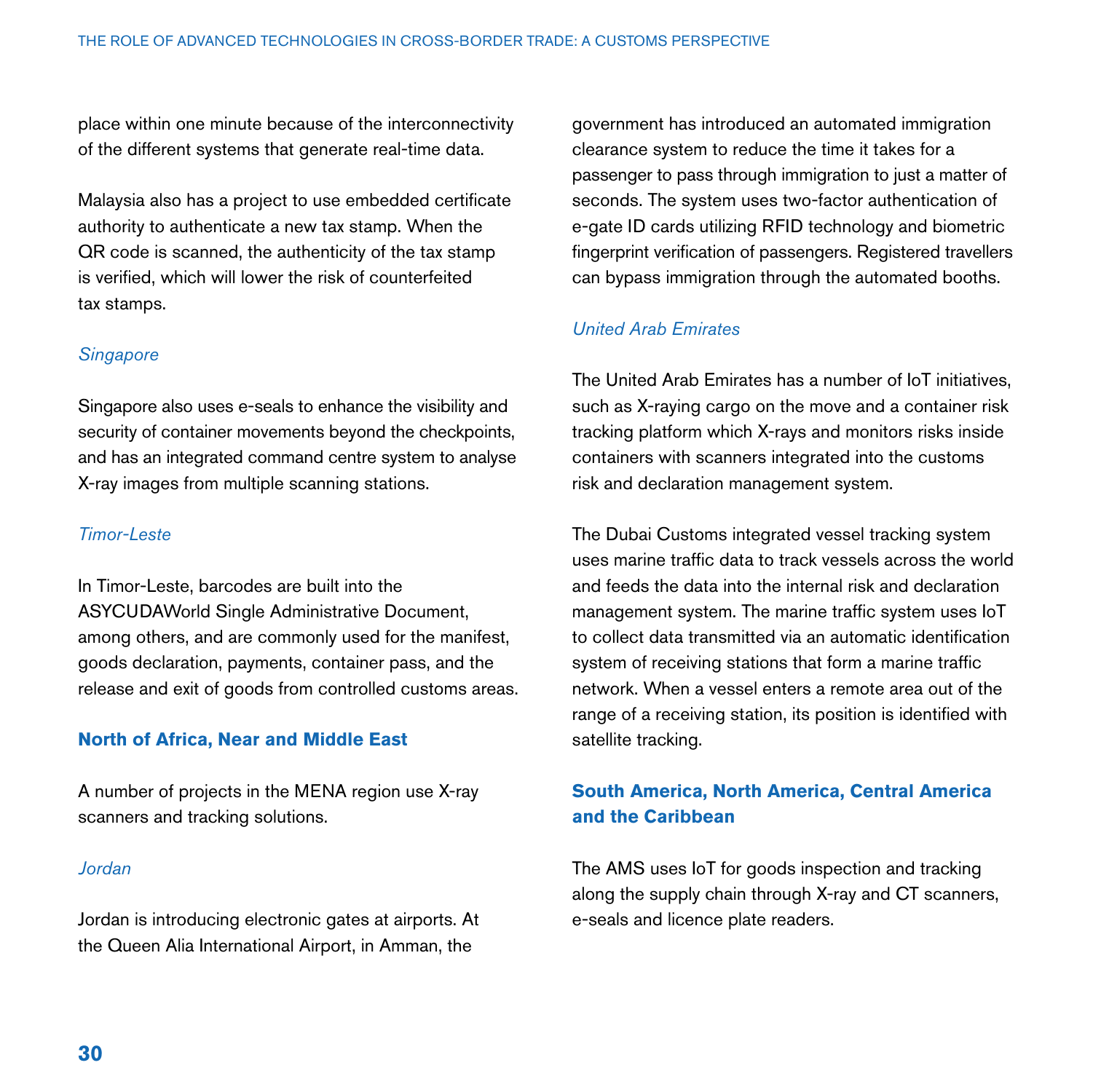place within one minute because of the interconnectivity of the different systems that generate real-time data.

Malaysia also has a project to use embedded certificate authority to authenticate a new tax stamp. When the QR code is scanned, the authenticity of the tax stamp is verified, which will lower the risk of counterfeited tax stamps.

*Singapore*

Singapore also uses e-seals to enhance the visibility and security of container movements beyond the checkpoints, and has an integrated command centre system to analyse X-ray images from multiple scanning stations.

*Timor-Leste*

In Timor-Leste, barcodes are built into the ASYCUDAWorld Single Administrative Document, among others, and are commonly used for the manifest, goods declaration, payments, container pass, and the release and exit of goods from controlled customs areas.

### North of Africa, Near and Middle East

A number of projects in the MENA region use X-ray scanners and tracking solutions.

*Jordan*

Jordan is introducing electronic gates at airports. At the Queen Alia International Airport, in Amman, the government has introduced an automated immigration clearance system to reduce the time it takes for a passenger to pass through immigration to just a matter of seconds. The system uses two-factor authentication of e-gate ID cards utilizing RFID technology and biometric fingerprint verification of passengers. Registered travellers can bypass immigration through the automated booths.

*United Arab Emirates*

The United Arab Emirates has a number of IoT initiatives, such as X-raying cargo on the move and a container risk tracking platform which X-rays and monitors risks inside containers with scanners integrated into the customs risk and declaration management system.

The Dubai Customs integrated vessel tracking system uses marine traffic data to track vessels across the world and feeds the data into the internal risk and declaration management system. The marine traffic system uses IoT to collect data transmitted via an automatic identification system of receiving stations that form a marine traffic network. When a vessel enters a remote area out of the range of a receiving station, its position is identified with satellite tracking.

### South America, North America, Central America and the Caribbean

The AMS uses IoT for goods inspection and tracking along the supply chain through X-ray and CT scanners, e-seals and licence plate readers.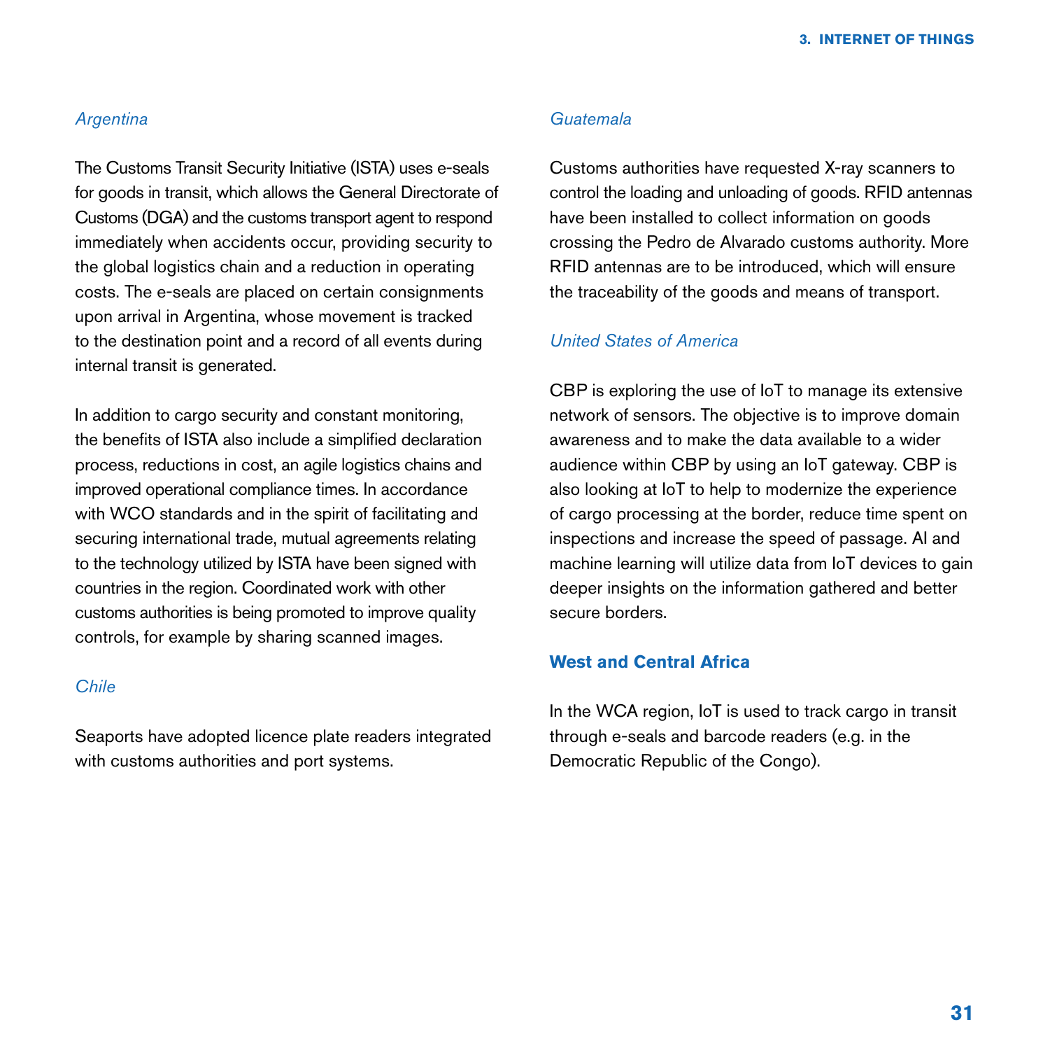*Argentina*

The Customs Transit Security Initiative (ISTA) uses e-seals for goods in transit, which allows the General Directorate of Customs (DGA) and the customs transport agent to respond immediately when accidents occur, providing security to the global logistics chain and a reduction in operating costs. The e-seals are placed on certain consignments upon arrival in Argentina, whose movement is tracked to the destination point and a record of all events during internal transit is generated.

In addition to cargo security and constant monitoring, the benefits of ISTA also include a simplified declaration process, reductions in cost, an agile logistics chains and improved operational compliance times. In accordance with WCO standards and in the spirit of facilitating and securing international trade, mutual agreements relating to the technology utilized by ISTA have been signed with countries in the region. Coordinated work with other customs authorities is being promoted to improve quality controls, for example by sharing scanned images.

*Chile*

Seaports have adopted licence plate readers integrated with customs authorities and port systems.

*Guatemala*

Customs authorities have requested X-ray scanners to control the loading and unloading of goods. RFID antennas have been installed to collect information on goods crossing the Pedro de Alvarado customs authority. More RFID antennas are to be introduced, which will ensure the traceability of the goods and means of transport.

*United States of America*

CBP is exploring the use of IoT to manage its extensive network of sensors. The objective is to improve domain awareness and to make the data available to a wider audience within CBP by using an IoT gateway. CBP is also looking at IoT to help to modernize the experience of cargo processing at the border, reduce time spent on inspections and increase the speed of passage. AI and machine learning will utilize data from IoT devices to gain deeper insights on the information gathered and better secure borders.

### West and Central Africa

In the WCA region, IoT is used to track cargo in transit through e-seals and barcode readers (e.g. in the Democratic Republic of the Congo).